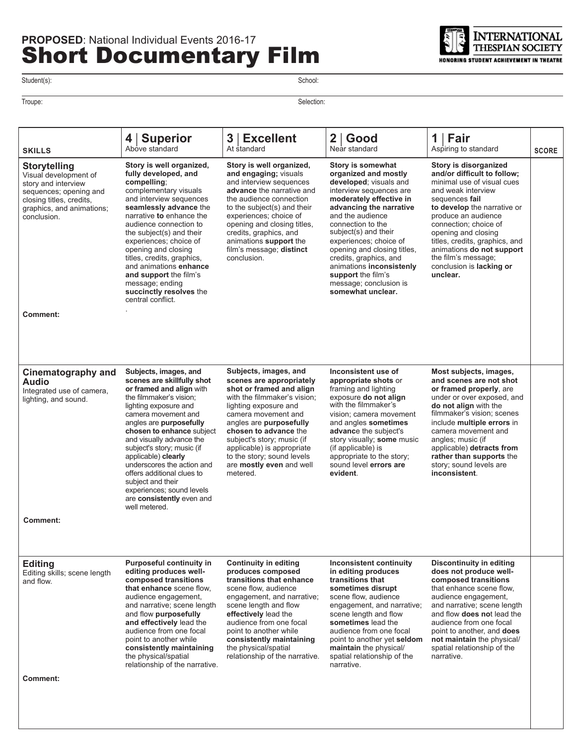**PROPOSED**: National Individual Events 2016-17

# Short Documentary Film

INTERNATIONAL THESPIAN SOCIETY
HONORING STUDENT ACHIEVEMENT IN THEATRE

Student(s): School:

Troupe: Selection:

| SKILLS | 4 \| Superior<br>Above standard | 3 \| Excellent<br>At standard | 2 \| Good<br>Near standard | 1 \| Fair<br>Aspiring to standard | SCORE |
|---|---|---|---|---|---|
| **Storytelling**<br>Visual development of story and interview sequences; opening and closing titles, credits, graphics, and animations; conclusion.<br><br>**Comment:** | **Story is well organized, fully developed, and compelling**; complementary visuals and interview sequences **seamlessly advance** the narrative **to** enhance the audience connection to the subject(s) and their experiences; choice of opening and closing titles, credits, graphics, and animations **enhance and support** the film's message; ending **succinctly resolves** the central conflict. | **Story is well organized, and engaging;** visuals and interview sequences **advance** the narrative and the audience connection to the subject(s) and their experiences; choice of opening and closing titles, credits, graphics, and animations **support** the film's message; **distinct** conclusion. | **Story is somewhat organized and mostly developed**; visuals and interview sequences are **moderately effective in advancing the narrative** and the audience connection to the subject(s) and their experiences; choice of opening and closing titles, credits, graphics, and animations **inconsistently support** the film's message; conclusion is **somewhat unclear.** | **Story is disorganized and/or difficult to follow;** minimal use of visual cues and weak interview sequences **fail to develop** the narrative or produce an audience connection; choice of opening and closing titles, credits, graphics, and animations **do not support** the film's message; conclusion is **lacking or unclear.** | |
| **Cinematography and Audio**<br>Integrated use of camera, lighting, and sound.<br><br>**Comment:** | **Subjects, images, and scenes are skillfully shot or framed and align** with the filmmaker's vision; lighting exposure and camera movement and angles are **purposefully chosen to enhance** subject and visually advance the subject's story; music (if applicable) **clearly** underscores the action and offers additional clues to subject and their experiences; sound levels are **consistently** even and well metered. | **Subjects, images, and scenes are appropriately shot or framed and align** with the filmmaker's vision; lighting exposure and camera movement and angles are **purposefully chosen to advance** the subject's story; music (if applicable) is appropriate to the story; sound levels are **mostly even** and well metered. | **Inconsistent use of appropriate shots** or framing and lighting exposure **do not align** with the filmmaker's vision; camera movement and angles **sometimes advance** the subject's story visually; **some** music (if applicable) is appropriate to the story; sound level **errors are evident**. | **Most subjects, images, and scenes are not shot or framed properly**, are under or over exposed, and **do not align** with the filmmaker's vision; scenes include **multiple errors** in camera movement and angles; music (if applicable) **detracts from rather than supports** the story; sound levels are **inconsistent**. | |
| **Editing**<br>Editing skills; scene length and flow.<br><br>**Comment:** | **Purposeful continuity in editing produces well-composed transitions that enhance** scene flow, audience engagement, and narrative; scene length and flow **purposefully and effectively** lead the audience from one focal point to another while **consistently maintaining** the physical/spatial relationship of the narrative. | **Continuity in editing produces composed transitions that enhance** scene flow, audience engagement, and narrative; scene length and flow **effectively** lead the audience from one focal point to another while **consistently maintaining** the physical/spatial relationship of the narrative. | **Inconsistent continuity in editing produces transitions that sometimes disrupt** scene flow, audience engagement, and narrative; scene length and flow **sometimes** lead the audience from one focal point to another yet **seldom maintain** the physical/spatial relationship of the narrative. | **Discontinuity in editing does not produce well-composed transitions** that enhance scene flow, audience engagement, and narrative; scene length and flow **does not** lead the audience from one focal point to another, and **does not maintain** the physical/spatial relationship of the narrative. | |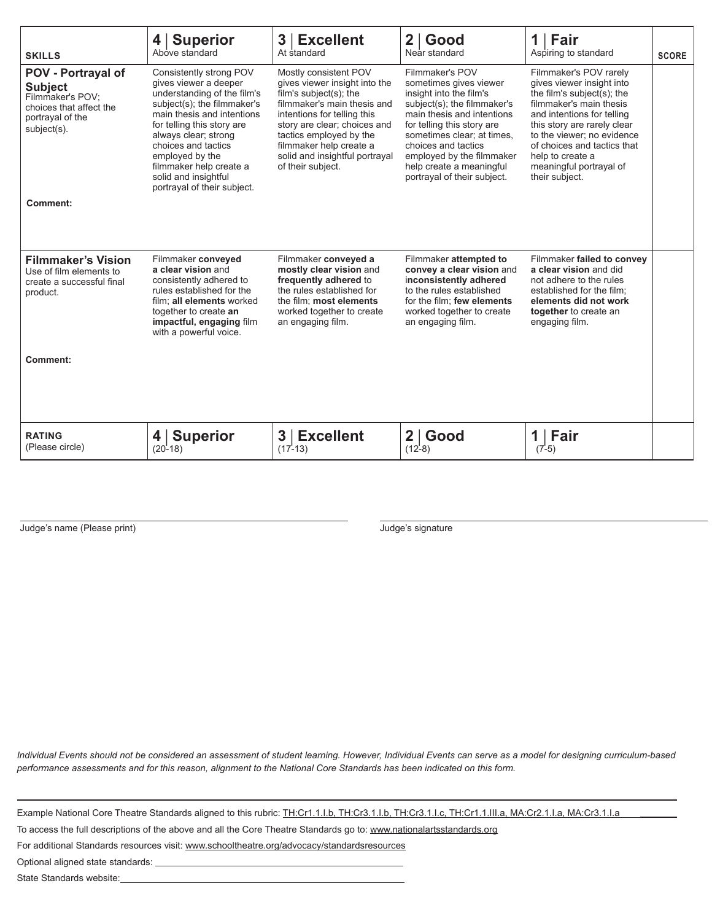| SKILLS | 4 \| Superior<br>Above standard | 3 \| Excellent<br>At standard | 2 \| Good<br>Near standard | 1 \| Fair<br>Aspiring to standard | SCORE |
|---|---|---|---|---|---|
| **POV - Portrayal of Subject**<br>Filmmaker's POV; choices that affect the portrayal of the subject(s).<br><br>**Comment:** | Consistently strong POV gives viewer a deeper understanding of the film's subject(s); the filmmaker's main thesis and intentions for telling this story are always clear; strong choices and tactics employed by the filmmaker help create a solid and insightful portrayal of their subject. | Mostly consistent POV gives viewer insight into the film's subject(s); the filmmaker's main thesis and intentions for telling this story are clear; choices and tactics employed by the filmmaker help create a solid and insightful portrayal of their subject. | Filmmaker's POV sometimes gives viewer insight into the film's subject(s); the filmmaker's main thesis and intentions for telling this story are sometimes clear; at times, choices and tactics employed by the filmmaker help create a meaningful portrayal of their subject. | Filmmaker's POV rarely gives viewer insight into the film's subject(s); the filmmaker's main thesis and intentions for telling this story are rarely clear to the viewer; no evidence of choices and tactics that help to create a meaningful portrayal of their subject. | |
| **Filmmaker's Vision**<br>Use of film elements to create a successful final product.<br><br>**Comment:** | Filmmaker **conveyed a clear vision** and consistently adhered to rules established for the film; **all elements** worked together to create **an impactful, engaging** film with a powerful voice. | Filmmaker **conveyed a mostly clear vision** and **frequently adhered** to the rules established for the film; **most elements** worked together to create an engaging film. | Filmmaker **attempted to convey a clear vision** and **inconsistently adhered** to the rules established for the film; **few elements** worked together to create an engaging film. | Filmmaker **failed to convey a clear vision** and did not adhere to the rules established for the film; **elements did not work together** to create an engaging film. | |
| **RATING**<br>(Please circle) | **4 \| Superior**<br>(20-18) | **3 \| Excellent**<br>(17-13) | **2 \| Good**<br>(12-8) | **1 \| Fair**<br>(7-5) | |

Judge's name (Please print) ______________________

Judge's signature ______________________

*Individual Events should not be considered an assessment of student learning. However, Individual Events can serve as a model for designing curriculum-based performance assessments and for this reason, alignment to the National Core Standards has been indicated on this form.*

Example National Core Theatre Standards aligned to this rubric: TH:Cr1.1.I.b, TH:Cr3.1.I.b, TH:Cr3.1.I.c, TH:Cr1.1.III.a, MA:Cr2.1.I.a, MA:Cr3.1.I.a

To access the full descriptions of the above and all the Core Theatre Standards go to: www.nationalartsstandards.org

For additional Standards resources visit: www.schooltheatre.org/advocacy/standardsresources

Optional aligned state standards: ______________________

State Standards website: ______________________